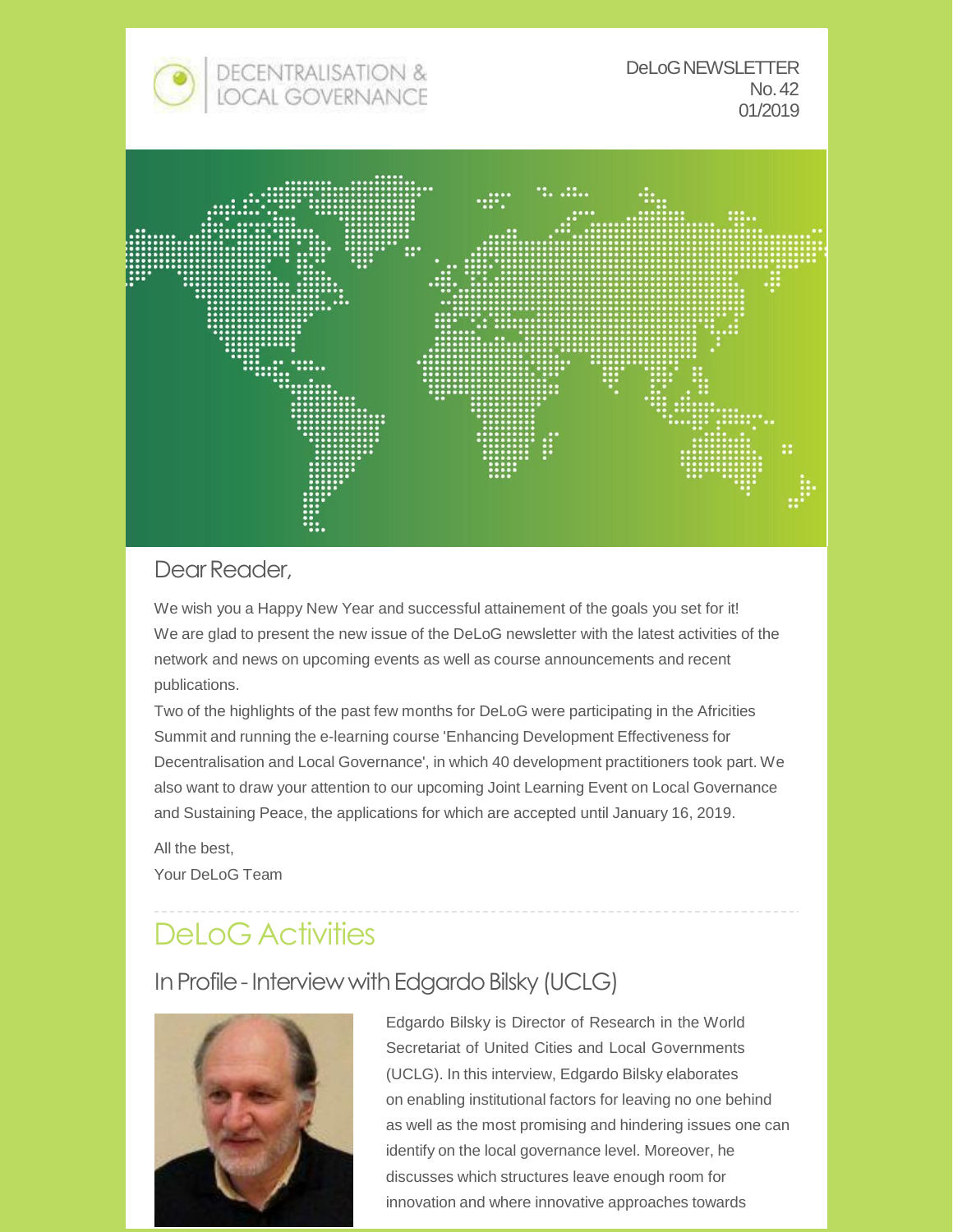DECENTRALISATION & LOCAL GOVERNANCE

DeLoG NEWSLETTER
No. 42
01/2019

## Dear Reader,

We wish you a Happy New Year and successful attainement of the goals you set for it!
We are glad to present the new issue of the DeLoG newsletter with the latest activities of the network and news on upcoming events as well as course announcements and recent publications.
Two of the highlights of the past few months for DeLoG were participating in the Africities Summit and running the e-learning course 'Enhancing Development Effectiveness for Decentralisation and Local Governance', in which 40 development practitioners took part. We also want to draw your attention to our upcoming Joint Learning Event on Local Governance and Sustaining Peace, the applications for which are accepted until January 16, 2019.

All the best,
Your DeLoG Team

# DeLoG Activities

## In Profile - Interview with Edgardo Bilsky (UCLG)

Edgardo Bilsky is Director of Research in the World Secretariat of United Cities and Local Governments (UCLG). In this interview, Edgardo Bilsky elaborates on enabling institutional factors for leaving no one behind as well as the most promising and hindering issues one can identify on the local governance level. Moreover, he discusses which structures leave enough room for innovation and where innovative approaches towards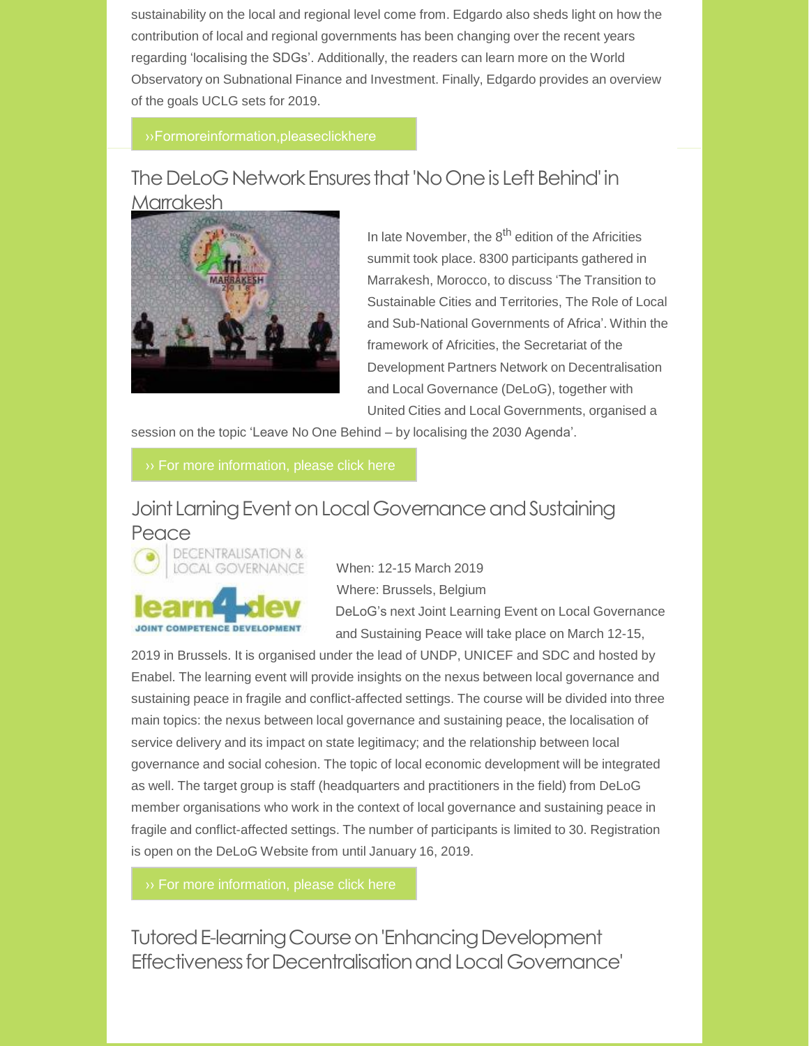sustainability on the local and regional level come from. Edgardo also sheds light on how the contribution of local and regional governments has been changing over the recent years regarding 'localising the SDGs'. Additionally, the readers can learn more on the World Observatory on Subnational Finance and Investment. Finally, Edgardo provides an overview of the goals UCLG sets for 2019.

››Formoreinformation,pleaseclickhere

## The DeLoG Network Ensures that 'No One is Left Behind' in Marrakesh

In late November, the 8th edition of the Africities summit took place. 8300 participants gathered in Marrakesh, Morocco, to discuss 'The Transition to Sustainable Cities and Territories, The Role of Local and Sub-National Governments of Africa'. Within the framework of Africities, the Secretariat of the Development Partners Network on Decentralisation and Local Governance (DeLoG), together with United Cities and Local Governments, organised a session on the topic 'Leave No One Behind – by localising the 2030 Agenda'.

›› For more information, please click here

## Joint Larning Event on Local Governance and Sustaining Peace

When: 12-15 March 2019

Where: Brussels, Belgium

DeLoG's next Joint Learning Event on Local Governance and Sustaining Peace will take place on March 12-15, 2019 in Brussels. It is organised under the lead of UNDP, UNICEF and SDC and hosted by Enabel. The learning event will provide insights on the nexus between local governance and sustaining peace in fragile and conflict-affected settings. The course will be divided into three main topics: the nexus between local governance and sustaining peace, the localisation of service delivery and its impact on state legitimacy; and the relationship between local governance and social cohesion. The topic of local economic development will be integrated as well. The target group is staff (headquarters and practitioners in the field) from DeLoG member organisations who work in the context of local governance and sustaining peace in fragile and conflict-affected settings. The number of participants is limited to 30. Registration is open on the DeLoG Website from until January 16, 2019.

›› For more information, please click here

## Tutored E-learning Course on 'Enhancing Development Effectiveness for Decentralisation and Local Governance'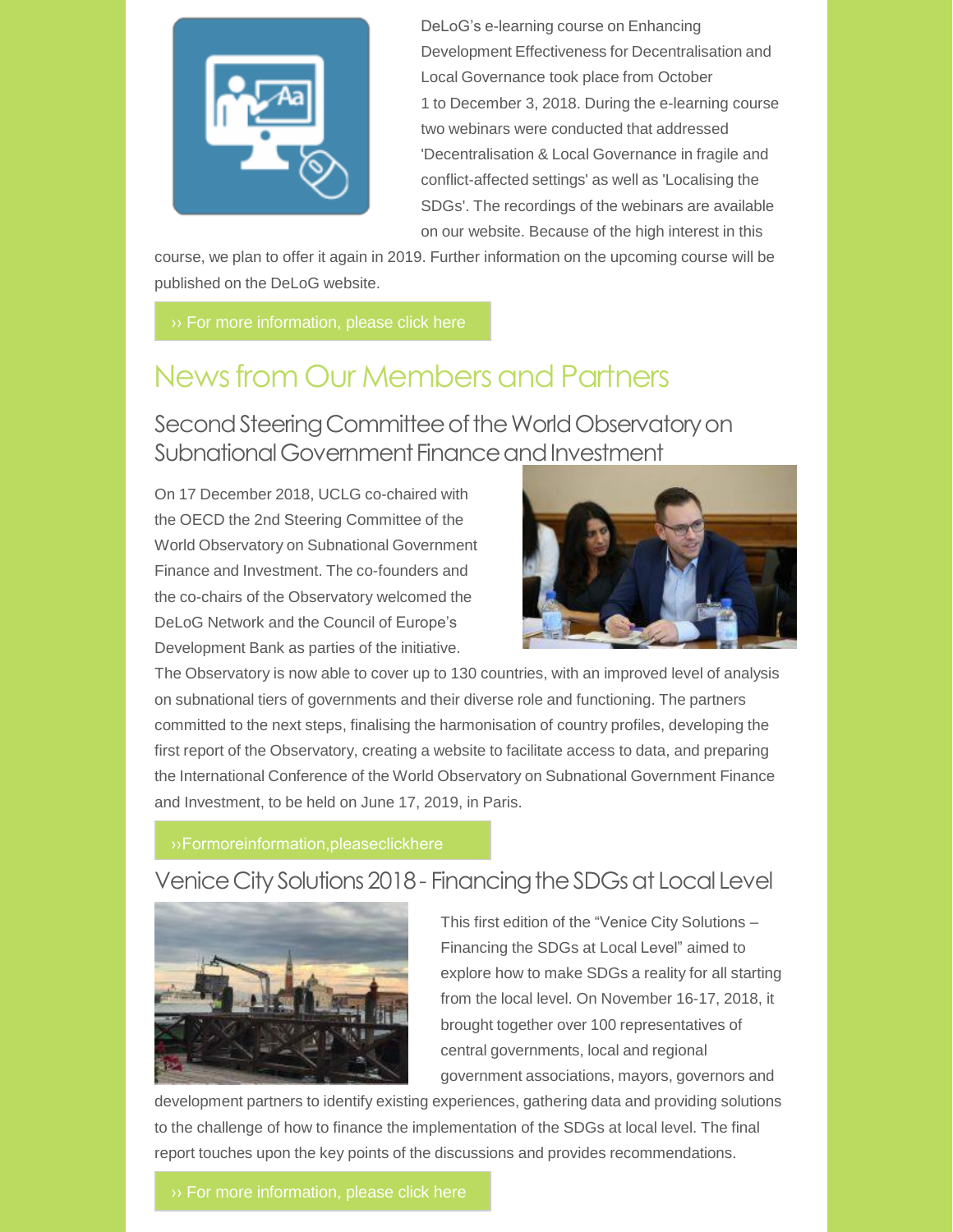DeLoG's e-learning course on Enhancing Development Effectiveness for Decentralisation and Local Governance took place from October 1 to December 3, 2018. During the e-learning course two webinars were conducted that addressed 'Decentralisation & Local Governance in fragile and conflict-affected settings' as well as 'Localising the SDGs'. The recordings of the webinars are available on our website. Because of the high interest in this course, we plan to offer it again in 2019. Further information on the upcoming course will be published on the DeLoG website.

›› For more information, please click here

## News from Our Members and Partners

### Second Steering Committee of the World Observatory on Subnational Government Finance and Investment

On 17 December 2018, UCLG co-chaired with the OECD the 2nd Steering Committee of the World Observatory on Subnational Government Finance and Investment. The co-founders and the co-chairs of the Observatory welcomed the DeLoG Network and the Council of Europe's Development Bank as parties of the initiative. The Observatory is now able to cover up to 130 countries, with an improved level of analysis on subnational tiers of governments and their diverse role and functioning. The partners committed to the next steps, finalising the harmonisation of country profiles, developing the first report of the Observatory, creating a website to facilitate access to data, and preparing the International Conference of the World Observatory on Subnational Government Finance and Investment, to be held on June 17, 2019, in Paris.

›› For more information, please click here

### Venice City Solutions 2018 - Financing the SDGs at Local Level

This first edition of the "Venice City Solutions – Financing the SDGs at Local Level" aimed to explore how to make SDGs a reality for all starting from the local level. On November 16-17, 2018, it brought together over 100 representatives of central governments, local and regional government associations, mayors, governors and development partners to identify existing experiences, gathering data and providing solutions to the challenge of how to finance the implementation of the SDGs at local level. The final report touches upon the key points of the discussions and provides recommendations.

›› For more information, please click here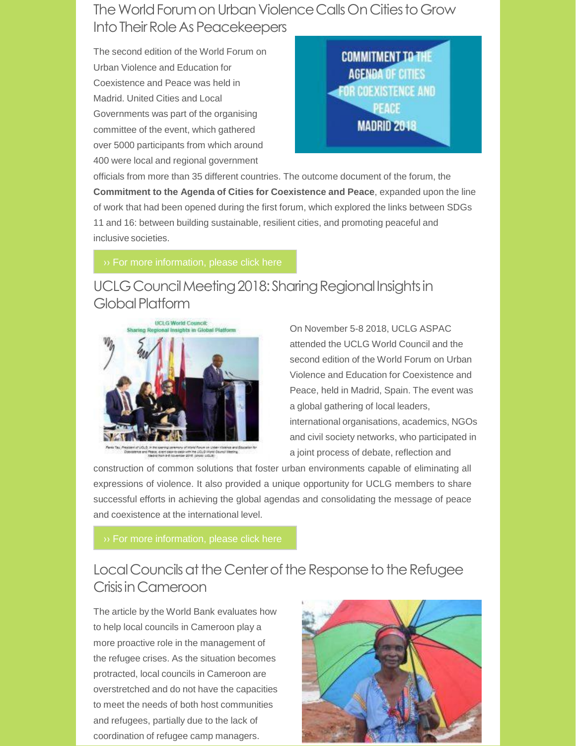## The World Forum on Urban Violence Calls On Cities to Grow Into Their Role As Peacekeepers

The second edition of the World Forum on Urban Violence and Education for Coexistence and Peace was held in Madrid. United Cities and Local Governments was part of the organising committee of the event, which gathered over 5000 participants from which around 400 were local and regional government officials from more than 35 different countries. The outcome document of the forum, the **Commitment to the Agenda of Cities for Coexistence and Peace**, expanded upon the line of work that had been opened during the first forum, which explored the links between SDGs 11 and 16: between building sustainable, resilient cities, and promoting peaceful and inclusive societies.

›› For more information, please click here

## UCLG Council Meeting 2018: Sharing Regional Insights in Global Platform

On November 5-8 2018, UCLG ASPAC attended the UCLG World Council and the second edition of the World Forum on Urban Violence and Education for Coexistence and Peace, held in Madrid, Spain. The event was a global gathering of local leaders, international organisations, academics, NGOs and civil society networks, who participated in a joint process of debate, reflection and construction of common solutions that foster urban environments capable of eliminating all expressions of violence. It also provided a unique opportunity for UCLG members to share successful efforts in achieving the global agendas and consolidating the message of peace and coexistence at the international level.

›› For more information, please click here

## Local Councils at the Center of the Response to the Refugee Crisis in Cameroon

The article by the World Bank evaluates how to help local councils in Cameroon play a more proactive role in the management of the refugee crises. As the situation becomes protracted, local councils in Cameroon are overstretched and do not have the capacities to meet the needs of both host communities and refugees, partially due to the lack of coordination of refugee camp managers.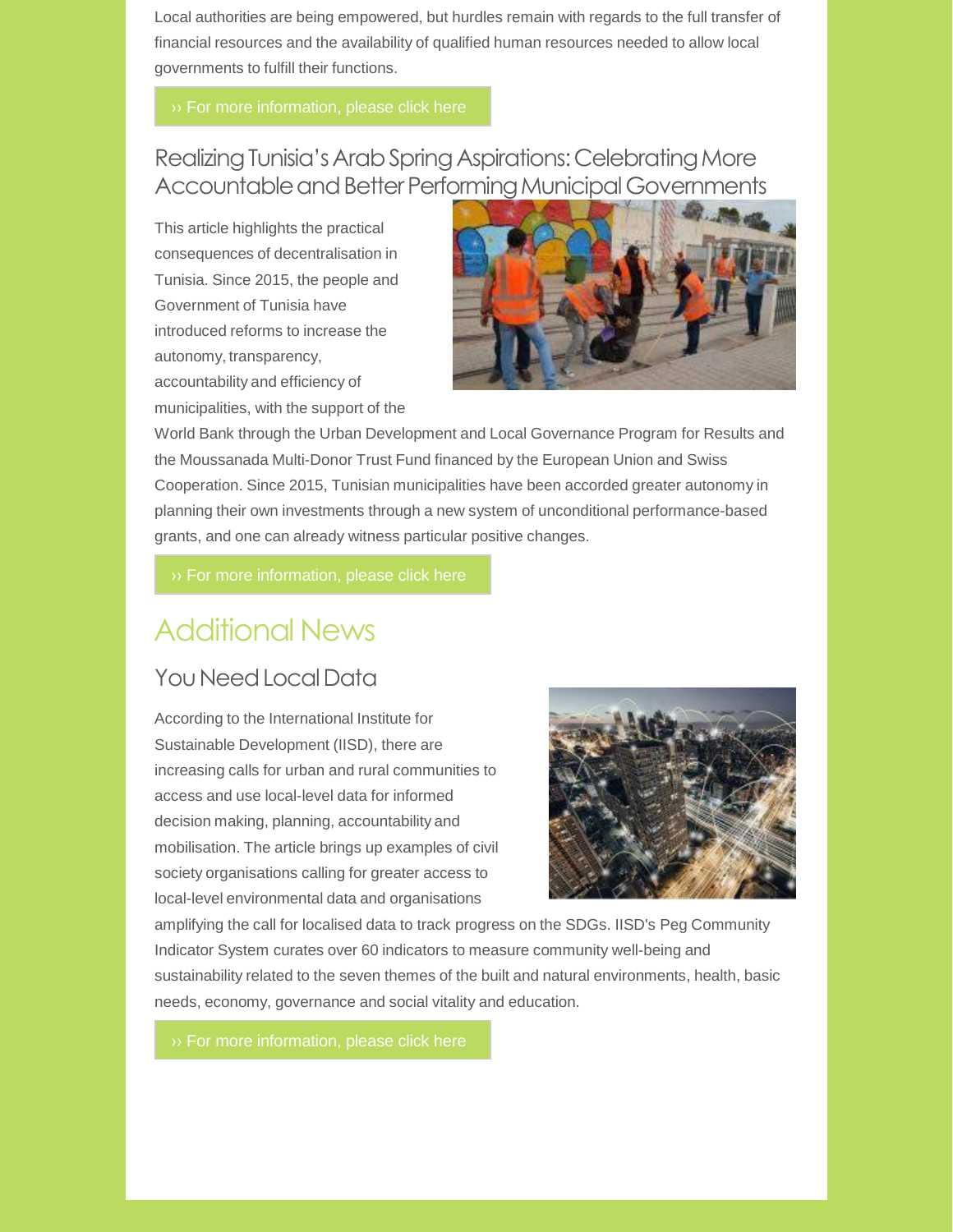Local authorities are being empowered, but hurdles remain with regards to the full transfer of financial resources and the availability of qualified human resources needed to allow local governments to fulfill their functions.

›› For more information, please click here

### Realizing Tunisia's Arab Spring Aspirations: Celebrating More Accountable and Better Performing Municipal Governments

This article highlights the practical consequences of decentralisation in Tunisia. Since 2015, the people and Government of Tunisia have introduced reforms to increase the autonomy, transparency, accountability and efficiency of municipalities, with the support of the World Bank through the Urban Development and Local Governance Program for Results and the Moussanada Multi-Donor Trust Fund financed by the European Union and Swiss Cooperation. Since 2015, Tunisian municipalities have been accorded greater autonomy in planning their own investments through a new system of unconditional performance-based grants, and one can already witness particular positive changes.

›› For more information, please click here

## Additional News

### You Need Local Data

According to the International Institute for Sustainable Development (IISD), there are increasing calls for urban and rural communities to access and use local-level data for informed decision making, planning, accountability and mobilisation. The article brings up examples of civil society organisations calling for greater access to local-level environmental data and organisations amplifying the call for localised data to track progress on the SDGs. IISD's Peg Community Indicator System curates over 60 indicators to measure community well-being and sustainability related to the seven themes of the built and natural environments, health, basic needs, economy, governance and social vitality and education.

›› For more information, please click here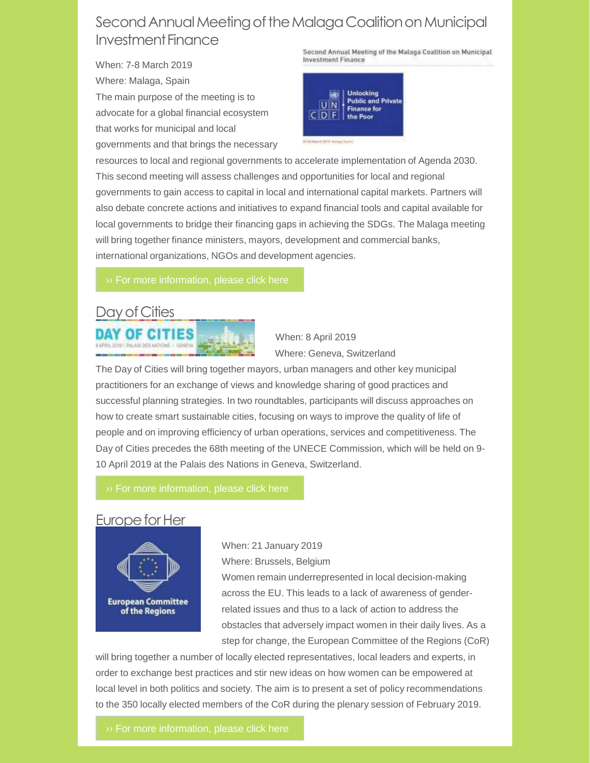## Second Annual Meeting of the Malaga Coalition on Municipal Investment Finance

When: 7-8 March 2019

Where: Malaga, Spain

The main purpose of the meeting is to advocate for a global financial ecosystem that works for municipal and local governments and that brings the necessary resources to local and regional governments to accelerate implementation of Agenda 2030. This second meeting will assess challenges and opportunities for local and regional governments to gain access to capital in local and international capital markets. Partners will also debate concrete actions and initiatives to expand financial tools and capital available for local governments to bridge their financing gaps in achieving the SDGs. The Malaga meeting will bring together finance ministers, mayors, development and commercial banks, international organizations, NGOs and development agencies.

›› For more information, please click here

## Day of Cities

When: 8 April 2019

Where: Geneva, Switzerland

The Day of Cities will bring together mayors, urban managers and other key municipal practitioners for an exchange of views and knowledge sharing of good practices and successful planning strategies. In two roundtables, participants will discuss approaches on how to create smart sustainable cities, focusing on ways to improve the quality of life of people and on improving efficiency of urban operations, services and competitiveness. The Day of Cities precedes the 68th meeting of the UNECE Commission, which will be held on 9-10 April 2019 at the Palais des Nations in Geneva, Switzerland.

›› For more information, please click here

## Europe for Her

When: 21 January 2019

Where: Brussels, Belgium

Women remain underrepresented in local decision-making across the EU. This leads to a lack of awareness of gender-related issues and thus to a lack of action to address the obstacles that adversely impact women in their daily lives. As a step for change, the European Committee of the Regions (CoR) will bring together a number of locally elected representatives, local leaders and experts, in order to exchange best practices and stir new ideas on how women can be empowered at local level in both politics and society. The aim is to present a set of policy recommendations to the 350 locally elected members of the CoR during the plenary session of February 2019.

›› For more information, please click here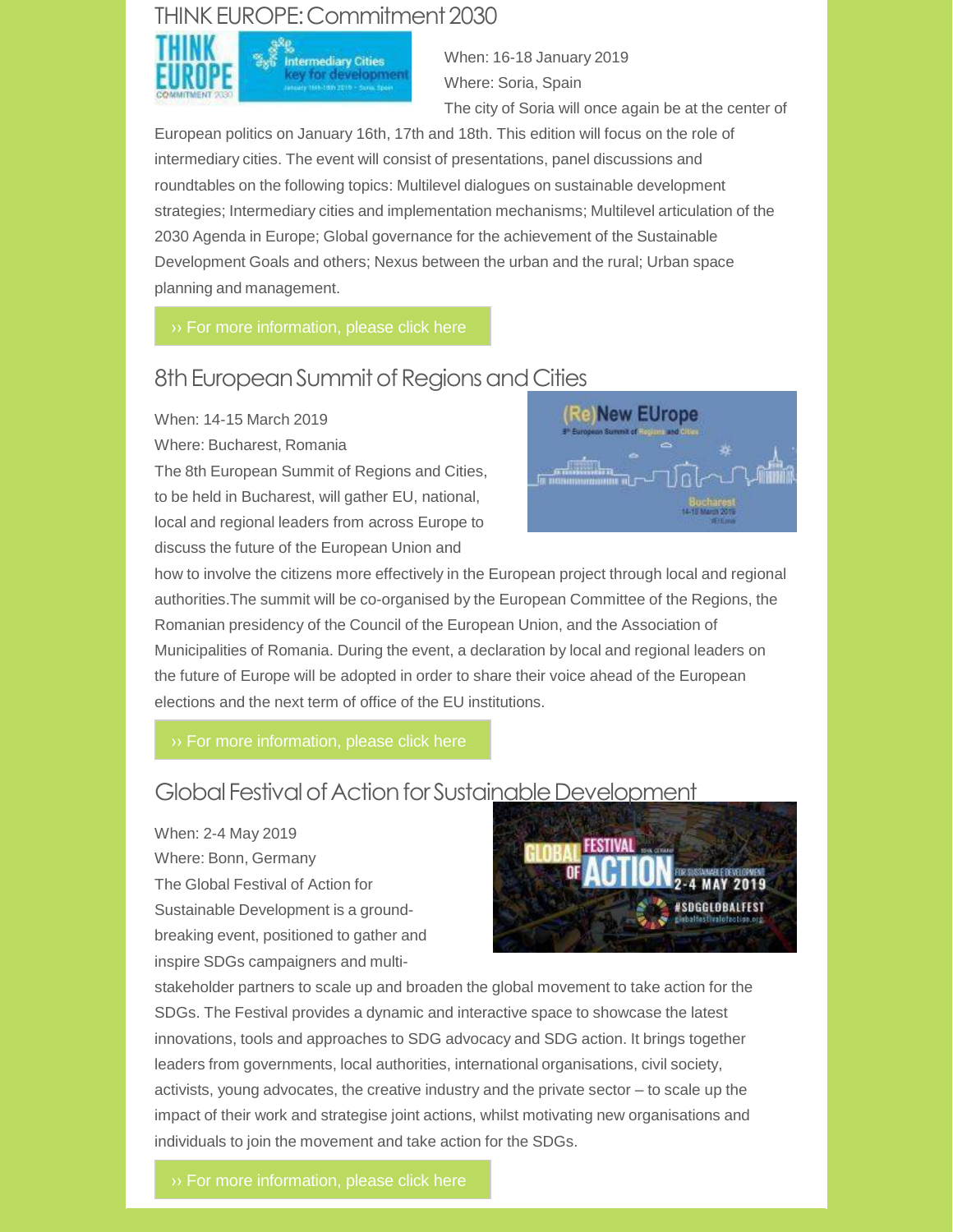## THINK EUROPE: Commitment 2030

When: 16-18 January 2019

Where: Soria, Spain

The city of Soria will once again be at the center of European politics on January 16th, 17th and 18th. This edition will focus on the role of intermediary cities. The event will consist of presentations, panel discussions and roundtables on the following topics: Multilevel dialogues on sustainable development strategies; Intermediary cities and implementation mechanisms; Multilevel articulation of the 2030 Agenda in Europe; Global governance for the achievement of the Sustainable Development Goals and others; Nexus between the urban and the rural; Urban space planning and management.

›› For more information, please click here

## 8th European Summit of Regions and Cities

When: 14-15 March 2019

Where: Bucharest, Romania

The 8th European Summit of Regions and Cities, to be held in Bucharest, will gather EU, national, local and regional leaders from across Europe to discuss the future of the European Union and how to involve the citizens more effectively in the European project through local and regional authorities.The summit will be co-organised by the European Committee of the Regions, the Romanian presidency of the Council of the European Union, and the Association of Municipalities of Romania. During the event, a declaration by local and regional leaders on the future of Europe will be adopted in order to share their voice ahead of the European elections and the next term of office of the EU institutions.

›› For more information, please click here

## Global Festival of Action for Sustainable Development

When: 2-4 May 2019

Where: Bonn, Germany

The Global Festival of Action for Sustainable Development is a ground-breaking event, positioned to gather and inspire SDGs campaigners and multi-stakeholder partners to scale up and broaden the global movement to take action for the SDGs. The Festival provides a dynamic and interactive space to showcase the latest innovations, tools and approaches to SDG advocacy and SDG action. It brings together leaders from governments, local authorities, international organisations, civil society, activists, young advocates, the creative industry and the private sector – to scale up the impact of their work and strategise joint actions, whilst motivating new organisations and individuals to join the movement and take action for the SDGs.

›› For more information, please click here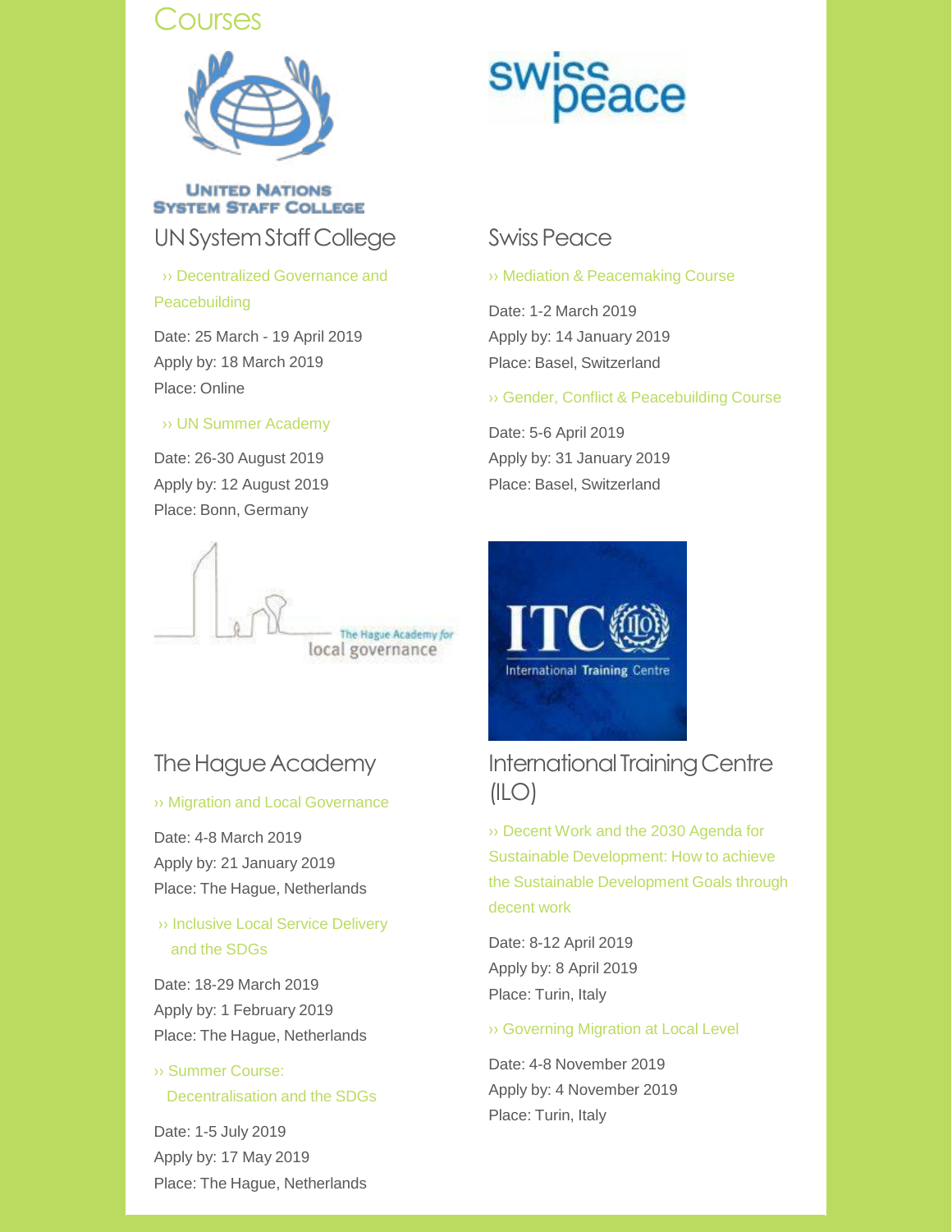# Courses

## UN System Staff College

›› Decentralized Governance and Peacebuilding

Date: 25 March - 19 April 2019
Apply by: 18 March 2019
Place: Online

›› UN Summer Academy

Date: 26-30 August 2019
Apply by: 12 August 2019
Place: Bonn, Germany

## Swiss Peace

›› Mediation & Peacemaking Course

Date: 1-2 March 2019
Apply by: 14 January 2019
Place: Basel, Switzerland

›› Gender, Conflict & Peacebuilding Course

Date: 5-6 April 2019
Apply by: 31 January 2019
Place: Basel, Switzerland

## The Hague Academy

›› Migration and Local Governance

Date: 4-8 March 2019
Apply by: 21 January 2019
Place: The Hague, Netherlands

›› Inclusive Local Service Delivery and the SDGs

Date: 18-29 March 2019
Apply by: 1 February 2019
Place: The Hague, Netherlands

›› Summer Course: Decentralisation and the SDGs

Date: 1-5 July 2019
Apply by: 17 May 2019
Place: The Hague, Netherlands

## International Training Centre (ILO)

›› Decent Work and the 2030 Agenda for Sustainable Development: How to achieve the Sustainable Development Goals through decent work

Date: 8-12 April 2019
Apply by: 8 April 2019
Place: Turin, Italy

›› Governing Migration at Local Level

Date: 4-8 November 2019
Apply by: 4 November 2019
Place: Turin, Italy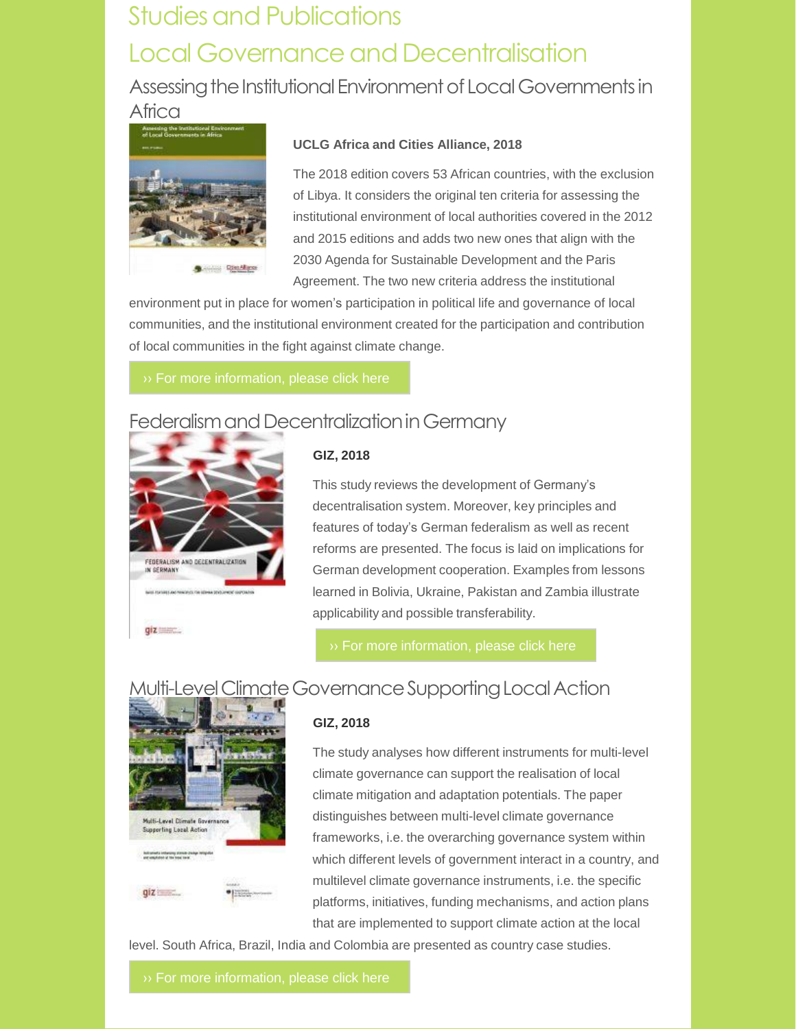# Studies and Publications

## Local Governance and Decentralisation

### Assessing the Institutional Environment of Local Governments in Africa

**UCLG Africa and Cities Alliance, 2018**

The 2018 edition covers 53 African countries, with the exclusion of Libya. It considers the original ten criteria for assessing the institutional environment of local authorities covered in the 2012 and 2015 editions and adds two new ones that align with the 2030 Agenda for Sustainable Development and the Paris Agreement. The two new criteria address the institutional environment put in place for women's participation in political life and governance of local communities, and the institutional environment created for the participation and contribution of local communities in the fight against climate change.

›› For more information, please click here

### Federalism and Decentralization in Germany

**GIZ, 2018**

This study reviews the development of Germany's decentralisation system. Moreover, key principles and features of today's German federalism as well as recent reforms are presented. The focus is laid on implications for German development cooperation. Examples from lessons learned in Bolivia, Ukraine, Pakistan and Zambia illustrate applicability and possible transferability.

›› For more information, please click here

### Multi-Level Climate Governance Supporting Local Action

**GIZ, 2018**

The study analyses how different instruments for multi-level climate governance can support the realisation of local climate mitigation and adaptation potentials. The paper distinguishes between multi-level climate governance frameworks, i.e. the overarching governance system within which different levels of government interact in a country, and multilevel climate governance instruments, i.e. the specific platforms, initiatives, funding mechanisms, and action plans that are implemented to support climate action at the local level. South Africa, Brazil, India and Colombia are presented as country case studies.

›› For more information, please click here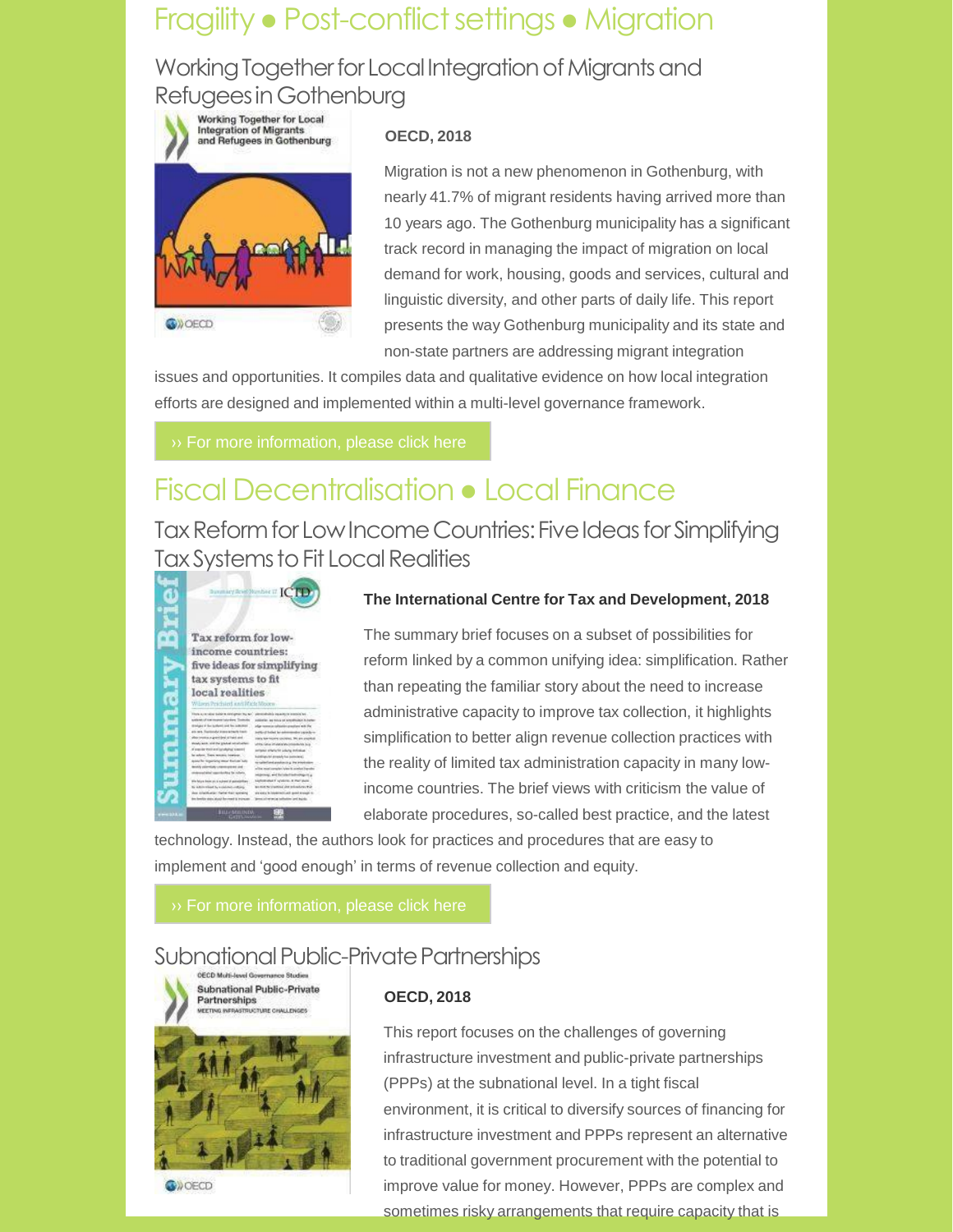# Fragility • Post-conflict settings • Migration

## Working Together for Local Integration of Migrants and Refugees in Gothenburg

**OECD, 2018**

Migration is not a new phenomenon in Gothenburg, with nearly 41.7% of migrant residents having arrived more than 10 years ago. The Gothenburg municipality has a significant track record in managing the impact of migration on local demand for work, housing, goods and services, cultural and linguistic diversity, and other parts of daily life. This report presents the way Gothenburg municipality and its state and non-state partners are addressing migrant integration issues and opportunities. It compiles data and qualitative evidence on how local integration efforts are designed and implemented within a multi-level governance framework.

›› For more information, please click here

# Fiscal Decentralisation • Local Finance

## Tax Reform for Low Income Countries: Five Ideas for Simplifying Tax Systems to Fit Local Realities

**The International Centre for Tax and Development, 2018**

The summary brief focuses on a subset of possibilities for reform linked by a common unifying idea: simplification. Rather than repeating the familiar story about the need to increase administrative capacity to improve tax collection, it highlights simplification to better align revenue collection practices with the reality of limited tax administration capacity in many low-income countries. The brief views with criticism the value of elaborate procedures, so-called best practice, and the latest technology. Instead, the authors look for practices and procedures that are easy to implement and 'good enough' in terms of revenue collection and equity.

›› For more information, please click here

## Subnational Public-Private Partnerships

**OECD, 2018**

This report focuses on the challenges of governing infrastructure investment and public-private partnerships (PPPs) at the subnational level. In a tight fiscal environment, it is critical to diversify sources of financing for infrastructure investment and PPPs represent an alternative to traditional government procurement with the potential to improve value for money. However, PPPs are complex and sometimes risky arrangements that require capacity that is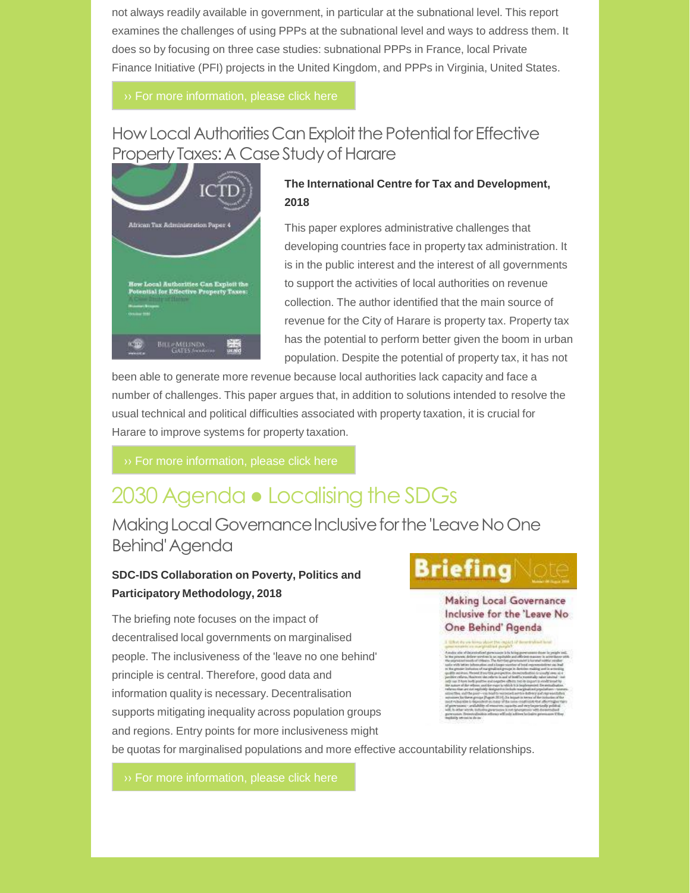not always readily available in government, in particular at the subnational level. This report examines the challenges of using PPPs at the subnational level and ways to address them. It does so by focusing on three case studies: subnational PPPs in France, local Private Finance Initiative (PFI) projects in the United Kingdom, and PPPs in Virginia, United States.

›› For more information, please click here

### How Local Authorities Can Exploit the Potential for Effective Property Taxes: A Case Study of Harare

**The International Centre for Tax and Development, 2018**

This paper explores administrative challenges that developing countries face in property tax administration. It is in the public interest and the interest of all governments to support the activities of local authorities on revenue collection. The author identified that the main source of revenue for the City of Harare is property tax. Property tax has the potential to perform better given the boom in urban population. Despite the potential of property tax, it has not been able to generate more revenue because local authorities lack capacity and face a number of challenges. This paper argues that, in addition to solutions intended to resolve the usual technical and political difficulties associated with property taxation, it is crucial for Harare to improve systems for property taxation.

›› For more information, please click here

## 2030 Agenda • Localising the SDGs

### Making Local Governance Inclusive for the 'Leave No One Behind' Agenda

**SDC-IDS Collaboration on Poverty, Politics and Participatory Methodology, 2018**

The briefing note focuses on the impact of decentralised local governments on marginalised people. The inclusiveness of the 'leave no one behind' principle is central. Therefore, good data and information quality is necessary. Decentralisation supports mitigating inequality across population groups and regions. Entry points for more inclusiveness might be quotas for marginalised populations and more effective accountability relationships.

›› For more information, please click here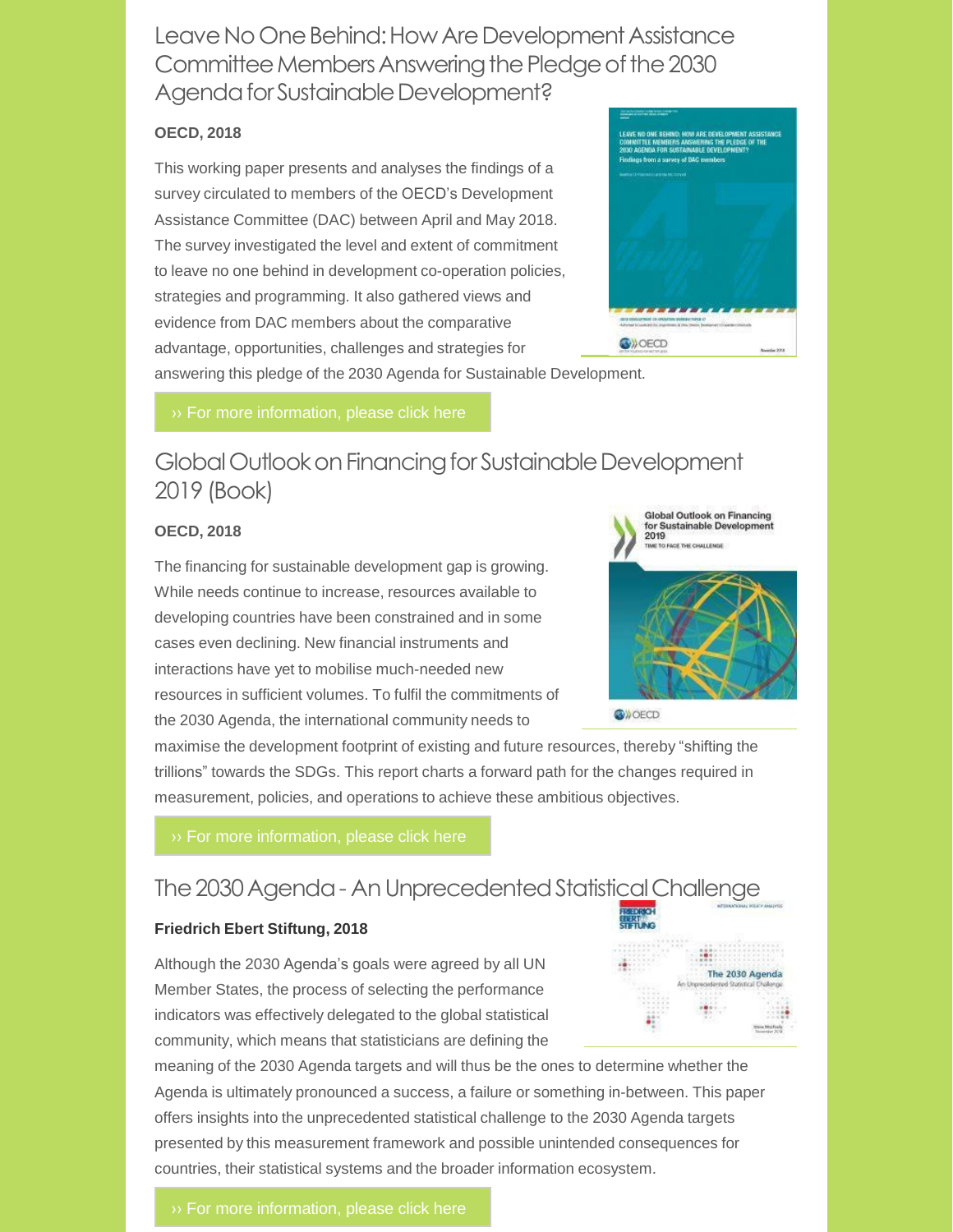## Leave No One Behind: How Are Development Assistance Committee Members Answering the Pledge of the 2030 Agenda for Sustainable Development?

**OECD, 2018**

This working paper presents and analyses the findings of a survey circulated to members of the OECD's Development Assistance Committee (DAC) between April and May 2018. The survey investigated the level and extent of commitment to leave no one behind in development co-operation policies, strategies and programming. It also gathered views and evidence from DAC members about the comparative advantage, opportunities, challenges and strategies for answering this pledge of the 2030 Agenda for Sustainable Development.

›› For more information, please click here

## Global Outlook on Financing for Sustainable Development 2019 (Book)

**OECD, 2018**

The financing for sustainable development gap is growing. While needs continue to increase, resources available to developing countries have been constrained and in some cases even declining. New financial instruments and interactions have yet to mobilise much-needed new resources in sufficient volumes. To fulfil the commitments of the 2030 Agenda, the international community needs to maximise the development footprint of existing and future resources, thereby "shifting the trillions" towards the SDGs. This report charts a forward path for the changes required in measurement, policies, and operations to achieve these ambitious objectives.

›› For more information, please click here

## The 2030 Agenda - An Unprecedented Statistical Challenge

**Friedrich Ebert Stiftung, 2018**

Although the 2030 Agenda's goals were agreed by all UN Member States, the process of selecting the performance indicators was effectively delegated to the global statistical community, which means that statisticians are defining the meaning of the 2030 Agenda targets and will thus be the ones to determine whether the Agenda is ultimately pronounced a success, a failure or something in-between. This paper offers insights into the unprecedented statistical challenge to the 2030 Agenda targets presented by this measurement framework and possible unintended consequences for countries, their statistical systems and the broader information ecosystem.

›› For more information, please click here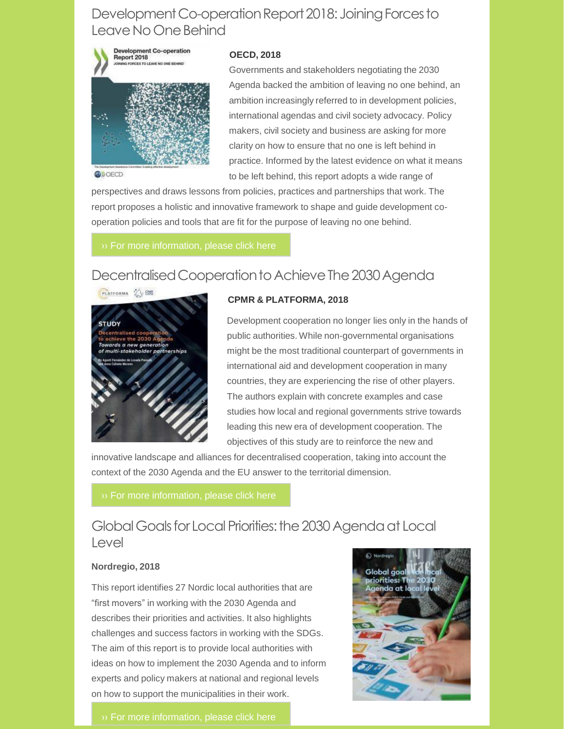## Development Co-operation Report 2018: Joining Forces to Leave No One Behind

**OECD, 2018**

Governments and stakeholders negotiating the 2030 Agenda backed the ambition of leaving no one behind, an ambition increasingly referred to in development policies, international agendas and civil society advocacy. Policy makers, civil society and business are asking for more clarity on how to ensure that no one is left behind in practice. Informed by the latest evidence on what it means to be left behind, this report adopts a wide range of perspectives and draws lessons from policies, practices and partnerships that work. The report proposes a holistic and innovative framework to shape and guide development co-operation policies and tools that are fit for the purpose of leaving no one behind.

›› For more information, please click here

## Decentralised Cooperation to Achieve The 2030 Agenda

**CPMR & PLATFORMA, 2018**

Development cooperation no longer lies only in the hands of public authorities. While non-governmental organisations might be the most traditional counterpart of governments in international aid and development cooperation in many countries, they are experiencing the rise of other players. The authors explain with concrete examples and case studies how local and regional governments strive towards leading this new era of development cooperation. The objectives of this study are to reinforce the new and innovative landscape and alliances for decentralised cooperation, taking into account the context of the 2030 Agenda and the EU answer to the territorial dimension.

›› For more information, please click here

## Global Goals for Local Priorities: the 2030 Agenda at Local Level

**Nordregio, 2018**

This report identifies 27 Nordic local authorities that are "first movers" in working with the 2030 Agenda and describes their priorities and activities. It also highlights challenges and success factors in working with the SDGs. The aim of this report is to provide local authorities with ideas on how to implement the 2030 Agenda and to inform experts and policy makers at national and regional levels on how to support the municipalities in their work.

›› For more information, please click here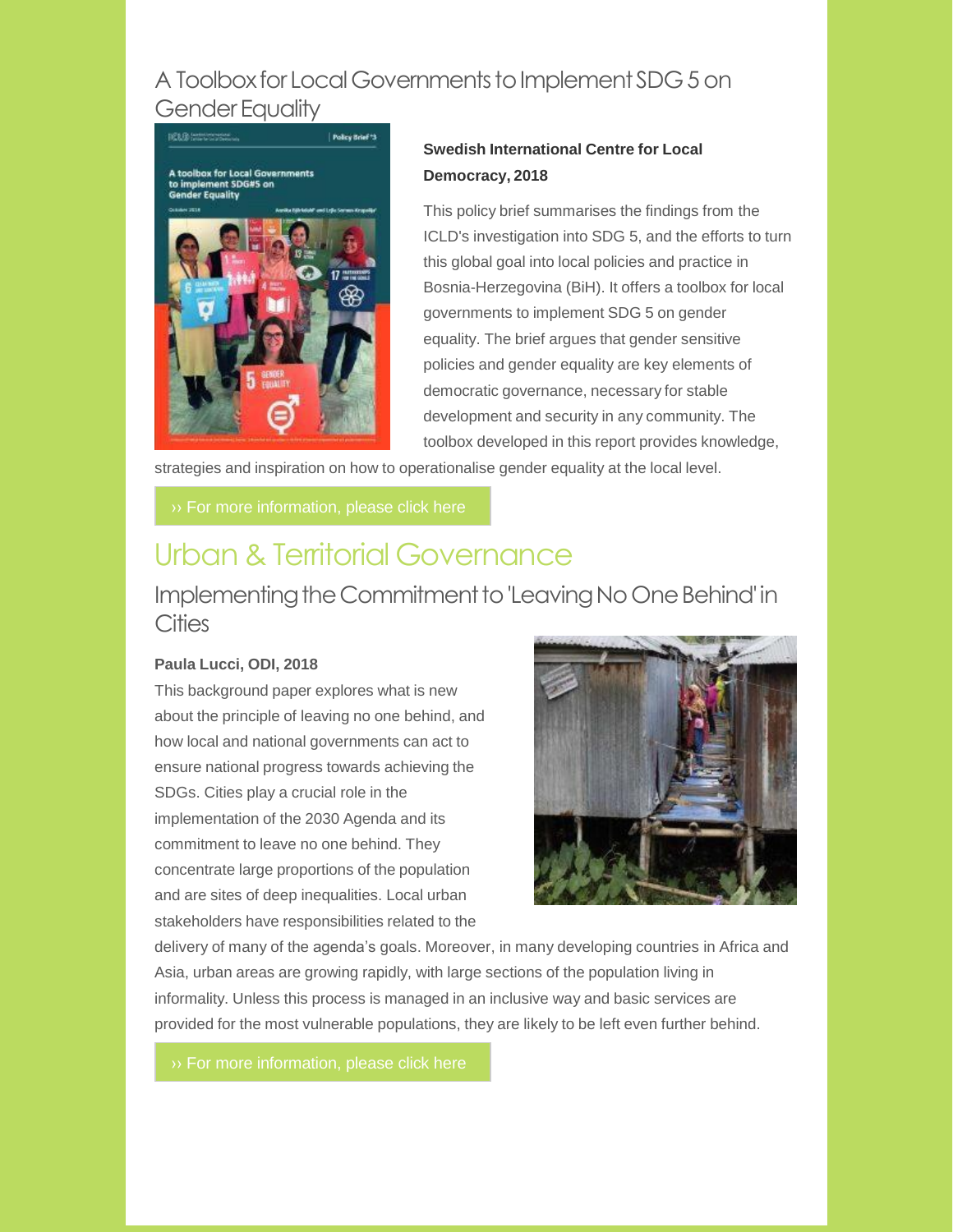## A Toolbox for Local Governments to Implement SDG 5 on Gender Equality

**Swedish International Centre for Local Democracy, 2018**

This policy brief summarises the findings from the ICLD's investigation into SDG 5, and the efforts to turn this global goal into local policies and practice in Bosnia-Herzegovina (BiH). It offers a toolbox for local governments to implement SDG 5 on gender equality. The brief argues that gender sensitive policies and gender equality are key elements of democratic governance, necessary for stable development and security in any community. The toolbox developed in this report provides knowledge, strategies and inspiration on how to operationalise gender equality at the local level.

›› For more information, please click here

# Urban & Territorial Governance

## Implementing the Commitment to 'Leaving No One Behind' in Cities

**Paula Lucci, ODI, 2018**

This background paper explores what is new about the principle of leaving no one behind, and how local and national governments can act to ensure national progress towards achieving the SDGs. Cities play a crucial role in the implementation of the 2030 Agenda and its commitment to leave no one behind. They concentrate large proportions of the population and are sites of deep inequalities. Local urban stakeholders have responsibilities related to the delivery of many of the agenda's goals. Moreover, in many developing countries in Africa and Asia, urban areas are growing rapidly, with large sections of the population living in informality. Unless this process is managed in an inclusive way and basic services are provided for the most vulnerable populations, they are likely to be left even further behind.

›› For more information, please click here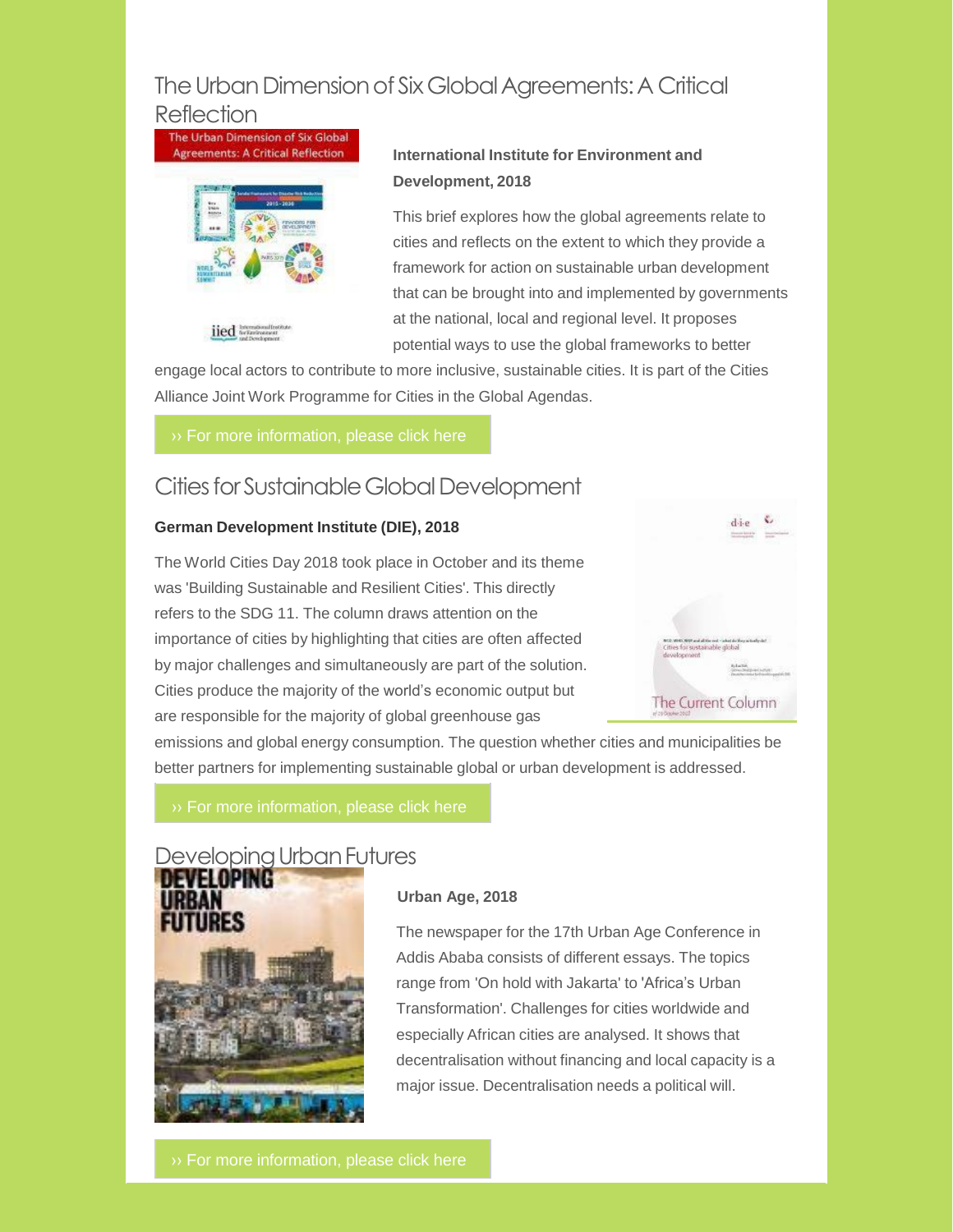## The Urban Dimension of Six Global Agreements: A Critical Reflection

**International Institute for Environment and Development, 2018**

This brief explores how the global agreements relate to cities and reflects on the extent to which they provide a framework for action on sustainable urban development that can be brought into and implemented by governments at the national, local and regional level. It proposes potential ways to use the global frameworks to better engage local actors to contribute to more inclusive, sustainable cities. It is part of the Cities Alliance Joint Work Programme for Cities in the Global Agendas.

›› For more information, please click here

## Cities for Sustainable Global Development

**German Development Institute (DIE), 2018**

The World Cities Day 2018 took place in October and its theme was 'Building Sustainable and Resilient Cities'. This directly refers to the SDG 11. The column draws attention on the importance of cities by highlighting that cities are often affected by major challenges and simultaneously are part of the solution. Cities produce the majority of the world's economic output but are responsible for the majority of global greenhouse gas emissions and global energy consumption. The question whether cities and municipalities be better partners for implementing sustainable global or urban development is addressed.

›› For more information, please click here

## Developing Urban Futures

**Urban Age, 2018**

The newspaper for the 17th Urban Age Conference in Addis Ababa consists of different essays. The topics range from 'On hold with Jakarta' to 'Africa's Urban Transformation'. Challenges for cities worldwide and especially African cities are analysed. It shows that decentralisation without financing and local capacity is a major issue. Decentralisation needs a political will.

›› For more information, please click here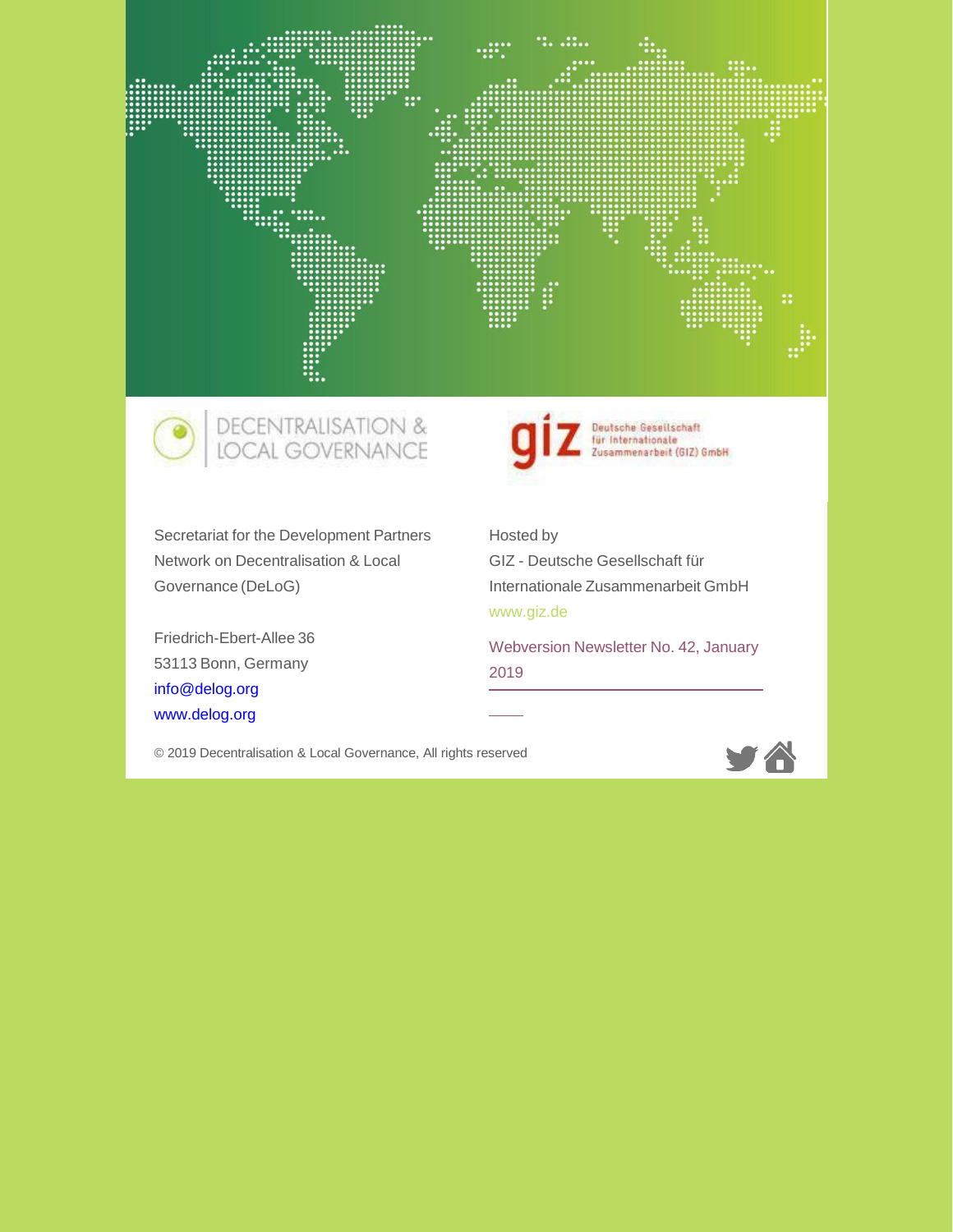Secretariat for the Development Partners Network on Decentralisation & Local Governance (DeLoG)

Friedrich-Ebert-Allee 36
53113 Bonn, Germany
info@delog.org
www.delog.org

Hosted by
GIZ - Deutsche Gesellschaft für Internationale Zusammenarbeit GmbH
www.giz.de

Webversion Newsletter No. 42, January 2019

© 2019 Decentralisation & Local Governance, All rights reserved